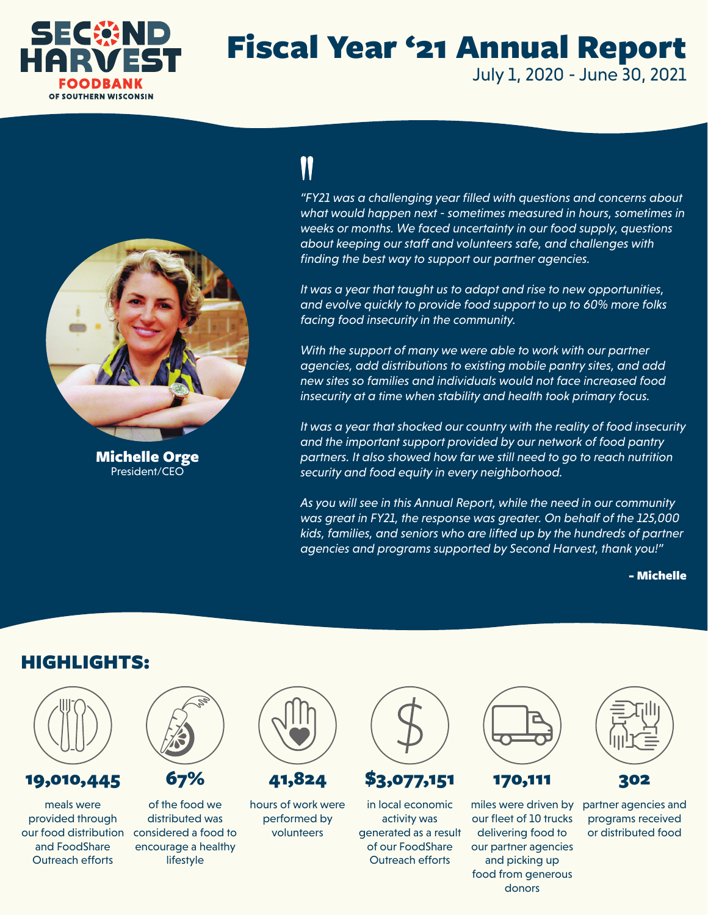# Second Harvest Foodbank of Southern Wisconsin

# Fiscal Year '21 Annual Report

July 1, 2020 - June 30, 2021

*"FY21 was a challenging year filled with questions and concerns about what would happen next - sometimes measured in hours, sometimes in weeks or months. We faced uncertainty in our food supply, questions about keeping our staff and volunteers safe, and challenges with finding the best way to support our partner agencies.*

*It was a year that taught us to adapt and rise to new opportunities, and evolve quickly to provide food support to up to 60% more folks facing food insecurity in the community.*

*With the support of many we were able to work with our partner agencies, add distributions to existing mobile pantry sites, and add new sites so families and individuals would not face increased food insecurity at a time when stability and health took primary focus.*

*It was a year that shocked our country with the reality of food insecurity and the important support provided by our network of food pantry partners. It also showed how far we still need to go to reach nutrition security and food equity in every neighborhood.*

*As you will see in this Annual Report, while the need in our community was great in FY21, the response was greater. On behalf of the 125,000 kids, families, and seniors who are lifted up by the hundreds of partner agencies and programs supported by Second Harvest, thank you!"*

**- Michelle**

**Michelle Orge**
President/CEO

## HIGHLIGHTS:

**19,010,445** meals were provided through our food distribution and FoodShare Outreach efforts

**67%** of the food we distributed was considered a food to encourage a healthy lifestyle

**41,824** hours of work were performed by volunteers

**$3,077,151** in local economic activity was generated as a result of our FoodShare Outreach efforts

**170,111** miles were driven by our fleet of 10 trucks delivering food to our partner agencies and picking up food from generous donors

**302** partner agencies and programs received or distributed food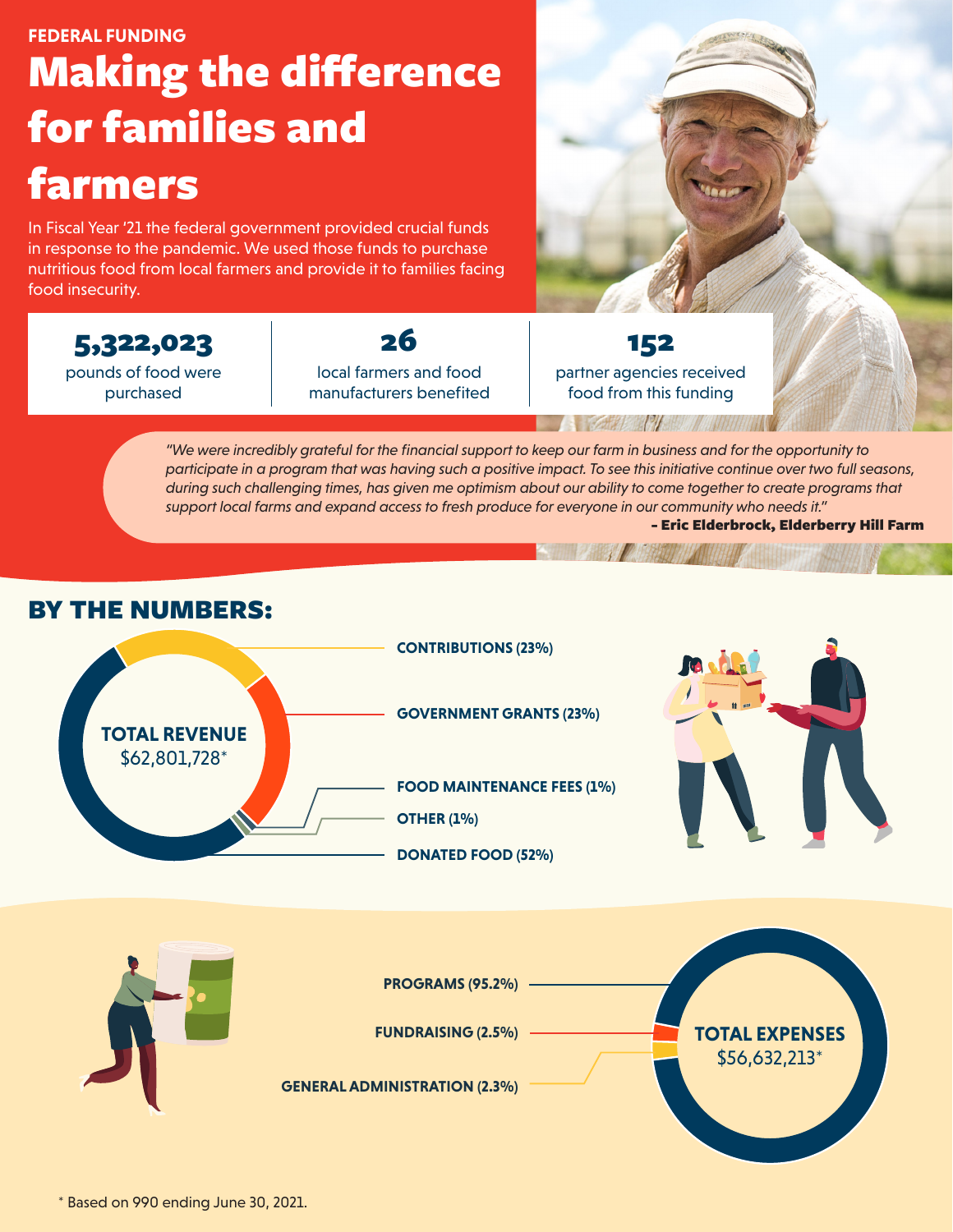FEDERAL FUNDING

# Making the difference for families and farmers

In Fiscal Year '21 the federal government provided crucial funds in response to the pandemic. We used those funds to purchase nutritious food from local farmers and provide it to families facing food insecurity.

**5,322,023**
pounds of food were purchased

**26**
local farmers and food manufacturers benefited

**152**
partner agencies received food from this funding

*"We were incredibly grateful for the financial support to keep our farm in business and for the opportunity to participate in a program that was having such a positive impact. To see this initiative continue over two full seasons, during such challenging times, has given me optimism about our ability to come together to create programs that support local farms and expand access to fresh produce for everyone in our community who needs it."*

**– Eric Elderbrock, Elderberry Hill Farm**

## BY THE NUMBERS:

TOTAL REVENUE
$62,801,728*

CONTRIBUTIONS (23%)
GOVERNMENT GRANTS (23%)
FOOD MAINTENANCE FEES (1%)
OTHER (1%)
DONATED FOOD (52%)

TOTAL EXPENSES
$56,632,213*

PROGRAMS (95.2%)
FUNDRAISING (2.5%)
GENERAL ADMINISTRATION (2.3%)

* Based on 990 ending June 30, 2021.